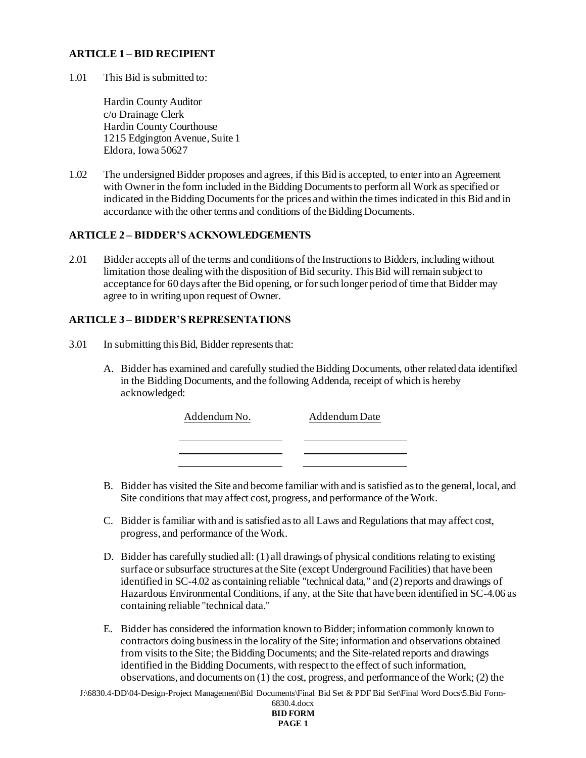## ARTICLE 1 – BID RECIPIENT

1.01 This Bid is submitted to:

Hardin County Auditor
c/o Drainage Clerk
Hardin County Courthouse
1215 Edgington Avenue, Suite 1
Eldora, Iowa 50627

1.02 The undersigned Bidder proposes and agrees, if this Bid is accepted, to enter into an Agreement with Owner in the form included in the Bidding Documents to perform all Work as specified or indicated in the Bidding Documents for the prices and within the times indicated in this Bid and in accordance with the other terms and conditions of the Bidding Documents.

## ARTICLE 2 – BIDDER'S ACKNOWLEDGEMENTS

2.01 Bidder accepts all of the terms and conditions of the Instructions to Bidders, including without limitation those dealing with the disposition of Bid security. This Bid will remain subject to acceptance for 60 days after the Bid opening, or for such longer period of time that Bidder may agree to in writing upon request of Owner.

## ARTICLE 3 – BIDDER'S REPRESENTATIONS

3.01 In submitting this Bid, Bidder represents that:

A. Bidder has examined and carefully studied the Bidding Documents, other related data identified in the Bidding Documents, and the following Addenda, receipt of which is hereby acknowledged:

| Addendum No. | Addendum Date |
|---|---|
| | |
| | |
| | |

B. Bidder has visited the Site and become familiar with and is satisfied as to the general, local, and Site conditions that may affect cost, progress, and performance of the Work.

C. Bidder is familiar with and is satisfied as to all Laws and Regulations that may affect cost, progress, and performance of the Work.

D. Bidder has carefully studied all: (1) all drawings of physical conditions relating to existing surface or subsurface structures at the Site (except Underground Facilities) that have been identified in SC-4.02 as containing reliable "technical data," and (2) reports and drawings of Hazardous Environmental Conditions, if any, at the Site that have been identified in SC-4.06 as containing reliable "technical data."

E. Bidder has considered the information known to Bidder; information commonly known to contractors doing business in the locality of the Site; information and observations obtained from visits to the Site; the Bidding Documents; and the Site-related reports and drawings identified in the Bidding Documents, with respect to the effect of such information, observations, and documents on (1) the cost, progress, and performance of the Work; (2) the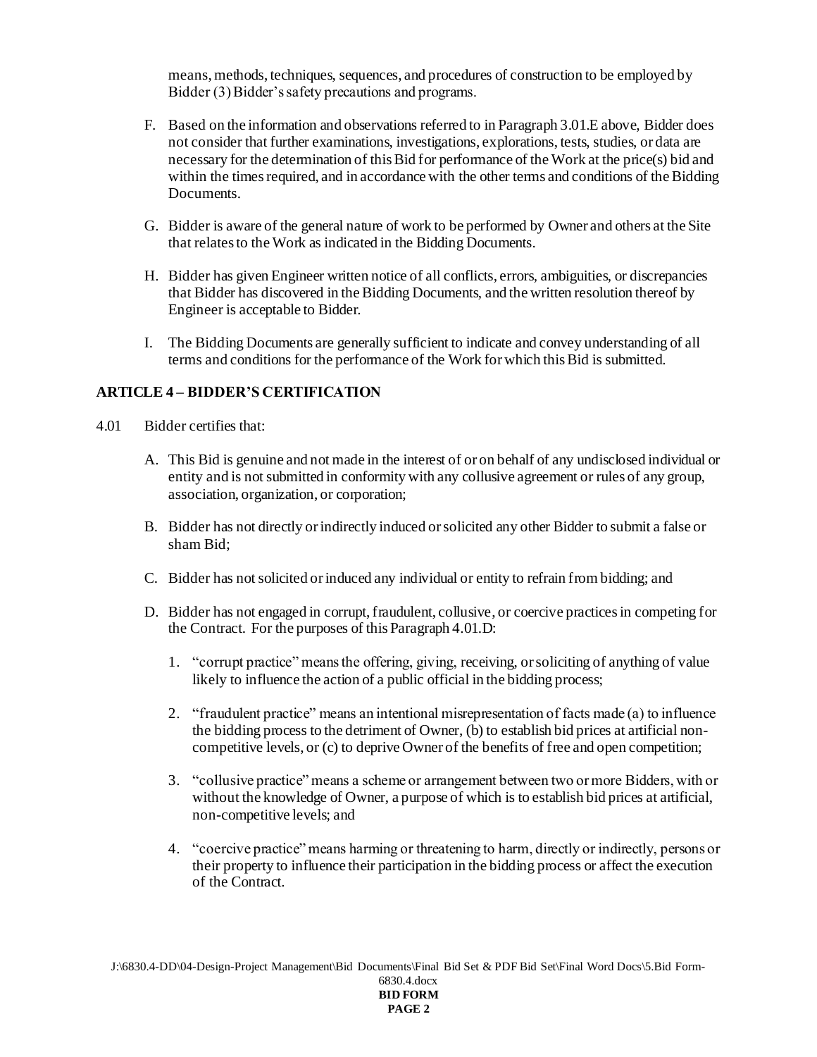means, methods, techniques, sequences, and procedures of construction to be employed by Bidder (3) Bidder's safety precautions and programs.

F. Based on the information and observations referred to in Paragraph 3.01.E above, Bidder does not consider that further examinations, investigations, explorations, tests, studies, or data are necessary for the determination of this Bid for performance of the Work at the price(s) bid and within the times required, and in accordance with the other terms and conditions of the Bidding Documents.

G. Bidder is aware of the general nature of work to be performed by Owner and others at the Site that relates to the Work as indicated in the Bidding Documents.

H. Bidder has given Engineer written notice of all conflicts, errors, ambiguities, or discrepancies that Bidder has discovered in the Bidding Documents, and the written resolution thereof by Engineer is acceptable to Bidder.

I. The Bidding Documents are generally sufficient to indicate and convey understanding of all terms and conditions for the performance of the Work for which this Bid is submitted.

## ARTICLE 4 – BIDDER'S CERTIFICATION

4.01 Bidder certifies that:

A. This Bid is genuine and not made in the interest of or on behalf of any undisclosed individual or entity and is not submitted in conformity with any collusive agreement or rules of any group, association, organization, or corporation;

B. Bidder has not directly or indirectly induced or solicited any other Bidder to submit a false or sham Bid;

C. Bidder has not solicited or induced any individual or entity to refrain from bidding; and

D. Bidder has not engaged in corrupt, fraudulent, collusive, or coercive practices in competing for the Contract. For the purposes of this Paragraph 4.01.D:

1. "corrupt practice" means the offering, giving, receiving, or soliciting of anything of value likely to influence the action of a public official in the bidding process;

2. "fraudulent practice" means an intentional misrepresentation of facts made (a) to influence the bidding process to the detriment of Owner, (b) to establish bid prices at artificial non-competitive levels, or (c) to deprive Owner of the benefits of free and open competition;

3. "collusive practice" means a scheme or arrangement between two or more Bidders, with or without the knowledge of Owner, a purpose of which is to establish bid prices at artificial, non-competitive levels; and

4. "coercive practice" means harming or threatening to harm, directly or indirectly, persons or their property to influence their participation in the bidding process or affect the execution of the Contract.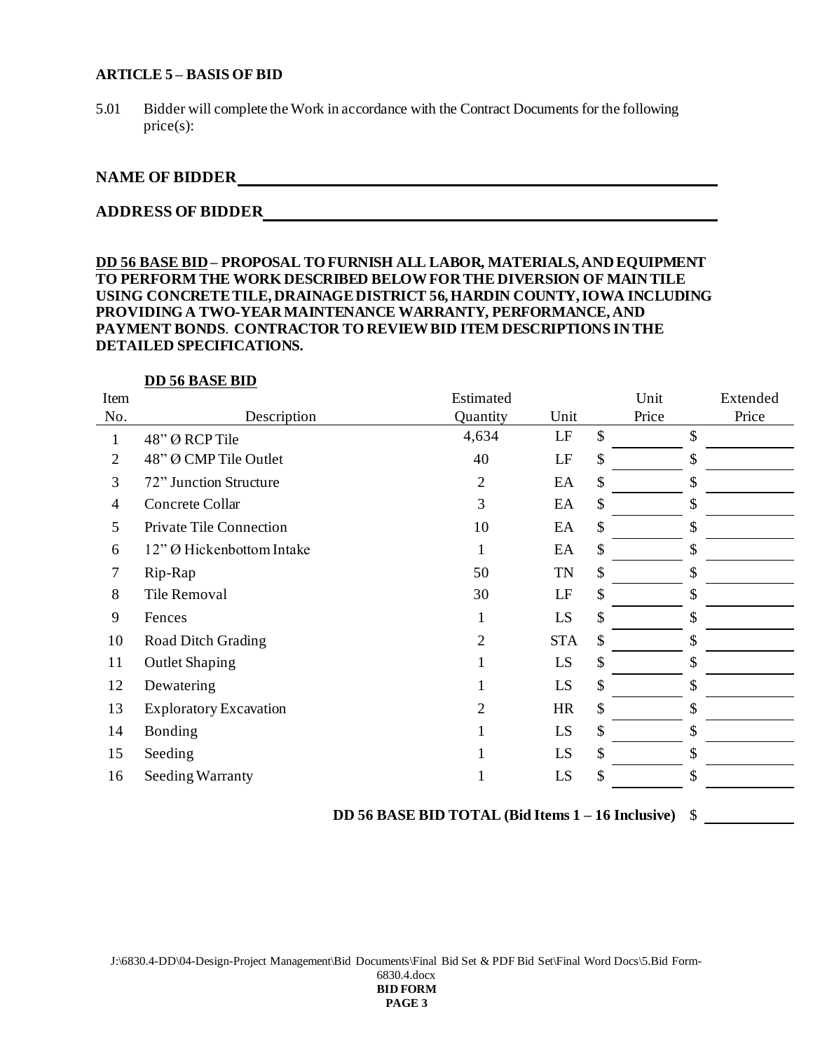**ARTICLE 5 – BASIS OF BID**

5.01 Bidder will complete the Work in accordance with the Contract Documents for the following price(s):

**NAME OF BIDDER** \_\_\_\_\_\_\_\_\_\_\_\_\_\_\_\_\_\_\_\_\_\_\_\_\_\_\_\_\_\_\_\_\_\_\_\_\_\_\_\_\_\_

**ADDRESS OF BIDDER** \_\_\_\_\_\_\_\_\_\_\_\_\_\_\_\_\_\_\_\_\_\_\_\_\_\_\_\_\_\_\_\_\_\_\_\_\_\_\_\_

**DD 56 BASE BID – PROPOSAL TO FURNISH ALL LABOR, MATERIALS, AND EQUIPMENT TO PERFORM THE WORK DESCRIBED BELOW FOR THE DIVERSION OF MAIN TILE USING CONCRETE TILE, DRAINAGE DISTRICT 56, HARDIN COUNTY, IOWA INCLUDING PROVIDING A TWO-YEAR MAINTENANCE WARRANTY, PERFORMANCE, AND PAYMENT BONDS. CONTRACTOR TO REVIEW BID ITEM DESCRIPTIONS IN THE DETAILED SPECIFICATIONS.**

**DD 56 BASE BID**

| Item No. | Description | Estimated Quantity | Unit | Unit Price | Extended Price |
|---|---|---|---|---|---|
| 1 | 48" Ø RCP Tile | 4,634 | LF | $ | $ |
| 2 | 48" Ø CMP Tile Outlet | 40 | LF | $ | $ |
| 3 | 72" Junction Structure | 2 | EA | $ | $ |
| 4 | Concrete Collar | 3 | EA | $ | $ |
| 5 | Private Tile Connection | 10 | EA | $ | $ |
| 6 | 12" Ø Hickenbottom Intake | 1 | EA | $ | $ |
| 7 | Rip-Rap | 50 | TN | $ | $ |
| 8 | Tile Removal | 30 | LF | $ | $ |
| 9 | Fences | 1 | LS | $ | $ |
| 10 | Road Ditch Grading | 2 | STA | $ | $ |
| 11 | Outlet Shaping | 1 | LS | $ | $ |
| 12 | Dewatering | 1 | LS | $ | $ |
| 13 | Exploratory Excavation | 2 | HR | $ | $ |
| 14 | Bonding | 1 | LS | $ | $ |
| 15 | Seeding | 1 | LS | $ | $ |
| 16 | Seeding Warranty | 1 | LS | $ | $ |

**DD 56 BASE BID TOTAL (Bid Items 1 – 16 Inclusive)** $ \_\_\_\_\_\_\_\_\_\_\_\_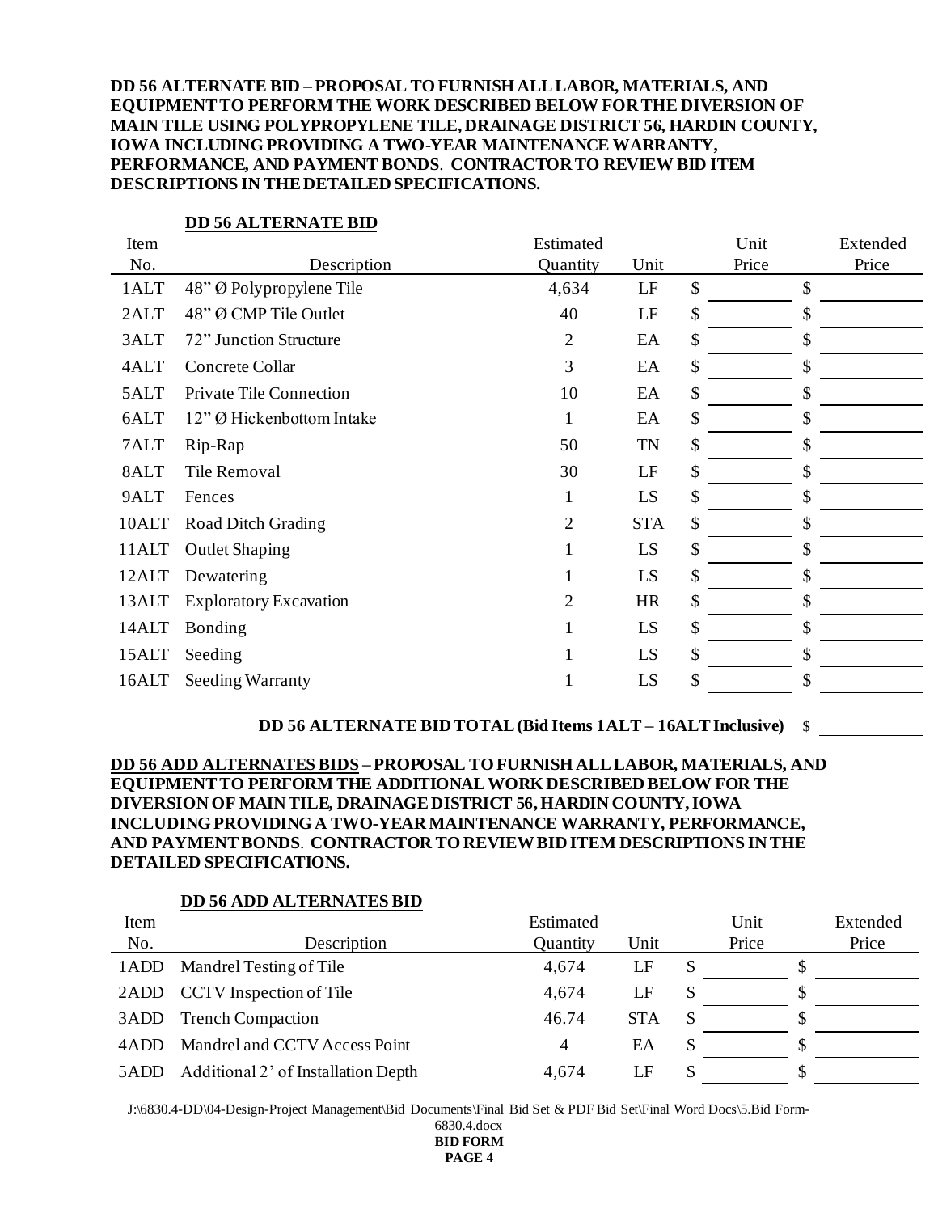**DD 56 ALTERNATE BID – PROPOSAL TO FURNISH ALL LABOR, MATERIALS, AND EQUIPMENT TO PERFORM THE WORK DESCRIBED BELOW FOR THE DIVERSION OF MAIN TILE USING POLYPROPYLENE TILE, DRAINAGE DISTRICT 56, HARDIN COUNTY, IOWA INCLUDING PROVIDING A TWO-YEAR MAINTENANCE WARRANTY, PERFORMANCE, AND PAYMENT BONDS. CONTRACTOR TO REVIEW BID ITEM DESCRIPTIONS IN THE DETAILED SPECIFICATIONS.**

**DD 56 ALTERNATE BID**

| Item No. | Description | Estimated Quantity | Unit | Unit Price | Extended Price |
|---|---|---|---|---|---|
| 1ALT | 48" Ø Polypropylene Tile | 4,634 | LF | $ | $ |
| 2ALT | 48" Ø CMP Tile Outlet | 40 | LF | $ | $ |
| 3ALT | 72" Junction Structure | 2 | EA | $ | $ |
| 4ALT | Concrete Collar | 3 | EA | $ | $ |
| 5ALT | Private Tile Connection | 10 | EA | $ | $ |
| 6ALT | 12" Ø Hickenbottom Intake | 1 | EA | $ | $ |
| 7ALT | Rip-Rap | 50 | TN | $ | $ |
| 8ALT | Tile Removal | 30 | LF | $ | $ |
| 9ALT | Fences | 1 | LS | $ | $ |
| 10ALT | Road Ditch Grading | 2 | STA | $ | $ |
| 11ALT | Outlet Shaping | 1 | LS | $ | $ |
| 12ALT | Dewatering | 1 | LS | $ | $ |
| 13ALT | Exploratory Excavation | 2 | HR | $ | $ |
| 14ALT | Bonding | 1 | LS | $ | $ |
| 15ALT | Seeding | 1 | LS | $ | $ |
| 16ALT | Seeding Warranty | 1 | LS | $ | $ |

**DD 56 ALTERNATE BID TOTAL (Bid Items 1ALT – 16ALT Inclusive)** $ \_\_\_\_\_\_\_\_\_\_

**DD 56 ADD ALTERNATES BIDS – PROPOSAL TO FURNISH ALL LABOR, MATERIALS, AND EQUIPMENT TO PERFORM THE ADDITIONAL WORK DESCRIBED BELOW FOR THE DIVERSION OF MAIN TILE, DRAINAGE DISTRICT 56, HARDIN COUNTY, IOWA INCLUDING PROVIDING A TWO-YEAR MAINTENANCE WARRANTY, PERFORMANCE, AND PAYMENT BONDS. CONTRACTOR TO REVIEW BID ITEM DESCRIPTIONS IN THE DETAILED SPECIFICATIONS.**

**DD 56 ADD ALTERNATES BID**

| Item No. | Description | Estimated Quantity | Unit | Unit Price | Extended Price |
|---|---|---|---|---|---|
| 1ADD | Mandrel Testing of Tile | 4,674 | LF | $ | $ |
| 2ADD | CCTV Inspection of Tile | 4,674 | LF | $ | $ |
| 3ADD | Trench Compaction | 46.74 | STA | $ | $ |
| 4ADD | Mandrel and CCTV Access Point | 4 | EA | $ | $ |
| 5ADD | Additional 2' of Installation Depth | 4,674 | LF | $ | $ |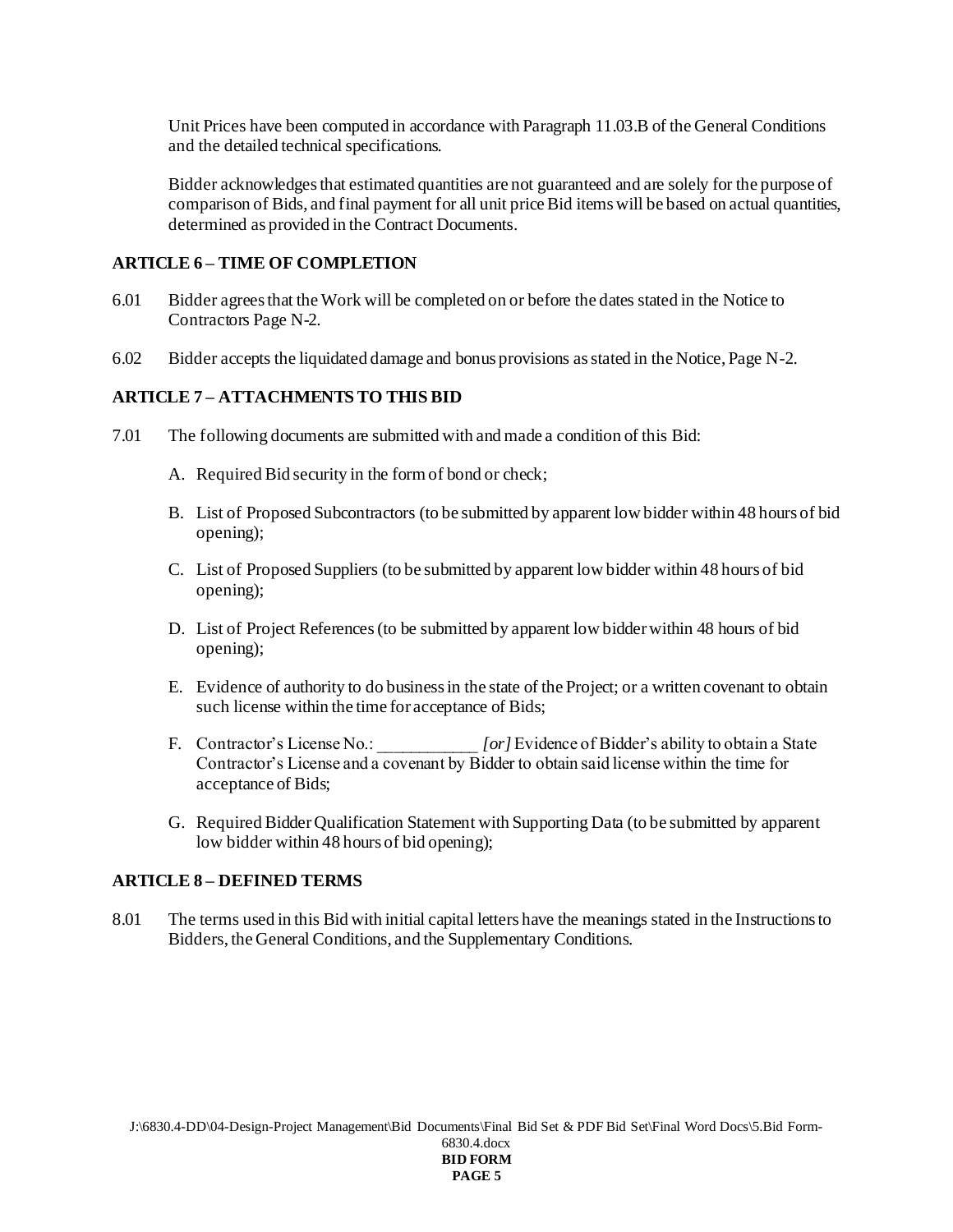Unit Prices have been computed in accordance with Paragraph 11.03.B of the General Conditions and the detailed technical specifications.

Bidder acknowledges that estimated quantities are not guaranteed and are solely for the purpose of comparison of Bids, and final payment for all unit price Bid items will be based on actual quantities, determined as provided in the Contract Documents.

## ARTICLE 6 – TIME OF COMPLETION

6.01 Bidder agrees that the Work will be completed on or before the dates stated in the Notice to Contractors Page N-2.

6.02 Bidder accepts the liquidated damage and bonus provisions as stated in the Notice, Page N-2.

## ARTICLE 7 – ATTACHMENTS TO THIS BID

7.01 The following documents are submitted with and made a condition of this Bid:

A. Required Bid security in the form of bond or check;

B. List of Proposed Subcontractors (to be submitted by apparent low bidder within 48 hours of bid opening);

C. List of Proposed Suppliers (to be submitted by apparent low bidder within 48 hours of bid opening);

D. List of Project References (to be submitted by apparent low bidder within 48 hours of bid opening);

E. Evidence of authority to do business in the state of the Project; or a written covenant to obtain such license within the time for acceptance of Bids;

F. Contractor's License No.: ___________ *[or]* Evidence of Bidder's ability to obtain a State Contractor's License and a covenant by Bidder to obtain said license within the time for acceptance of Bids;

G. Required Bidder Qualification Statement with Supporting Data (to be submitted by apparent low bidder within 48 hours of bid opening);

## ARTICLE 8 – DEFINED TERMS

8.01 The terms used in this Bid with initial capital letters have the meanings stated in the Instructions to Bidders, the General Conditions, and the Supplementary Conditions.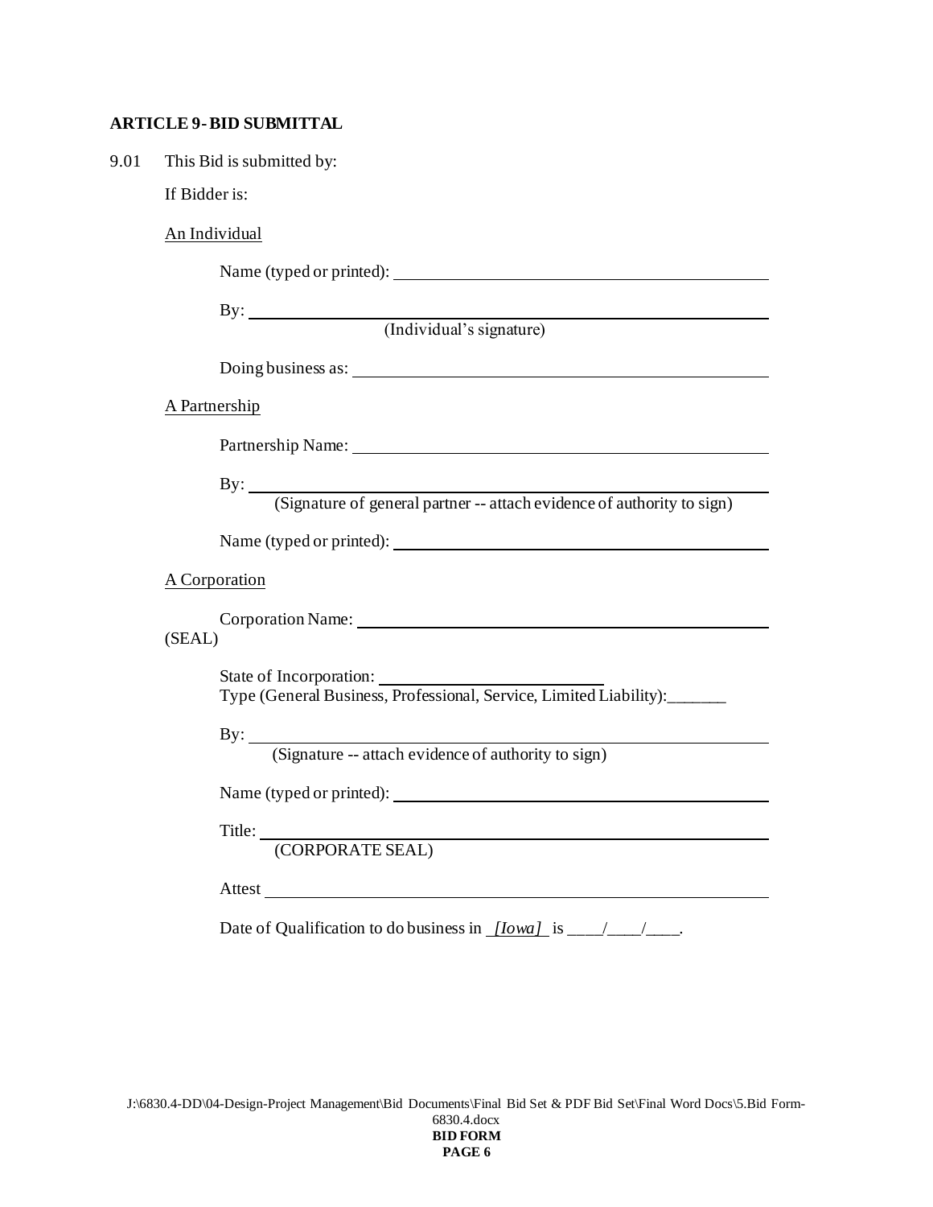**ARTICLE 9 - BID SUBMITTAL**

9.01 This Bid is submitted by:

If Bidder is:

An Individual

Name (typed or printed): ______________________________

By: ______________________________
(Individual's signature)

Doing business as: ______________________________

A Partnership

Partnership Name: ______________________________

By: ______________________________
(Signature of general partner -- attach evidence of authority to sign)

Name (typed or printed): ______________________________

A Corporation

Corporation Name: ______________________________
(SEAL)

State of Incorporation: ____________________
Type (General Business, Professional, Service, Limited Liability):_______

By: ______________________________
(Signature -- attach evidence of authority to sign)

Name (typed or printed): ______________________________

Title: ______________________________
(CORPORATE SEAL)

Attest ______________________________

Date of Qualification to do business in *[Iowa]* is ____/____/____.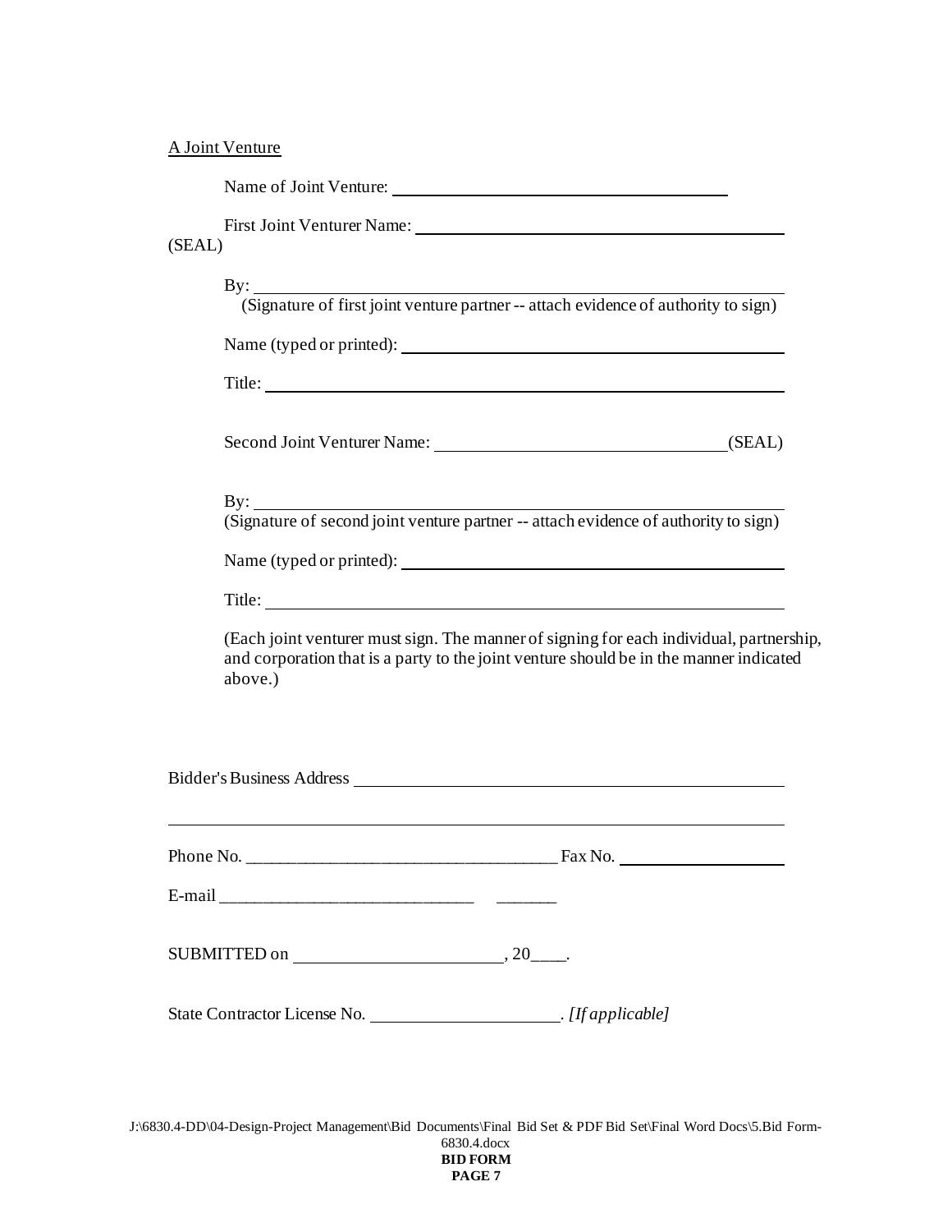A Joint Venture

Name of Joint Venture: ________________________________________

First Joint Venturer Name: ________________________________________ (SEAL)

By: ________________________________________
(Signature of first joint venture partner -- attach evidence of authority to sign)

Name (typed or printed): ________________________________________

Title: ________________________________________

Second Joint Venturer Name: ________________________________ (SEAL)

By: ________________________________________
(Signature of second joint venture partner -- attach evidence of authority to sign)

Name (typed or printed): ________________________________________

Title: ________________________________________

(Each joint venturer must sign. The manner of signing for each individual, partnership, and corporation that is a party to the joint venture should be in the manner indicated above.)

Bidder's Business Address ________________________________________

________________________________________________________________

Phone No. ___________________________________ Fax No. ___________________

E-mail _____________________________ _______

SUBMITTED on ______________________, 20____.

State Contractor License No. ____________________. *[If applicable]*